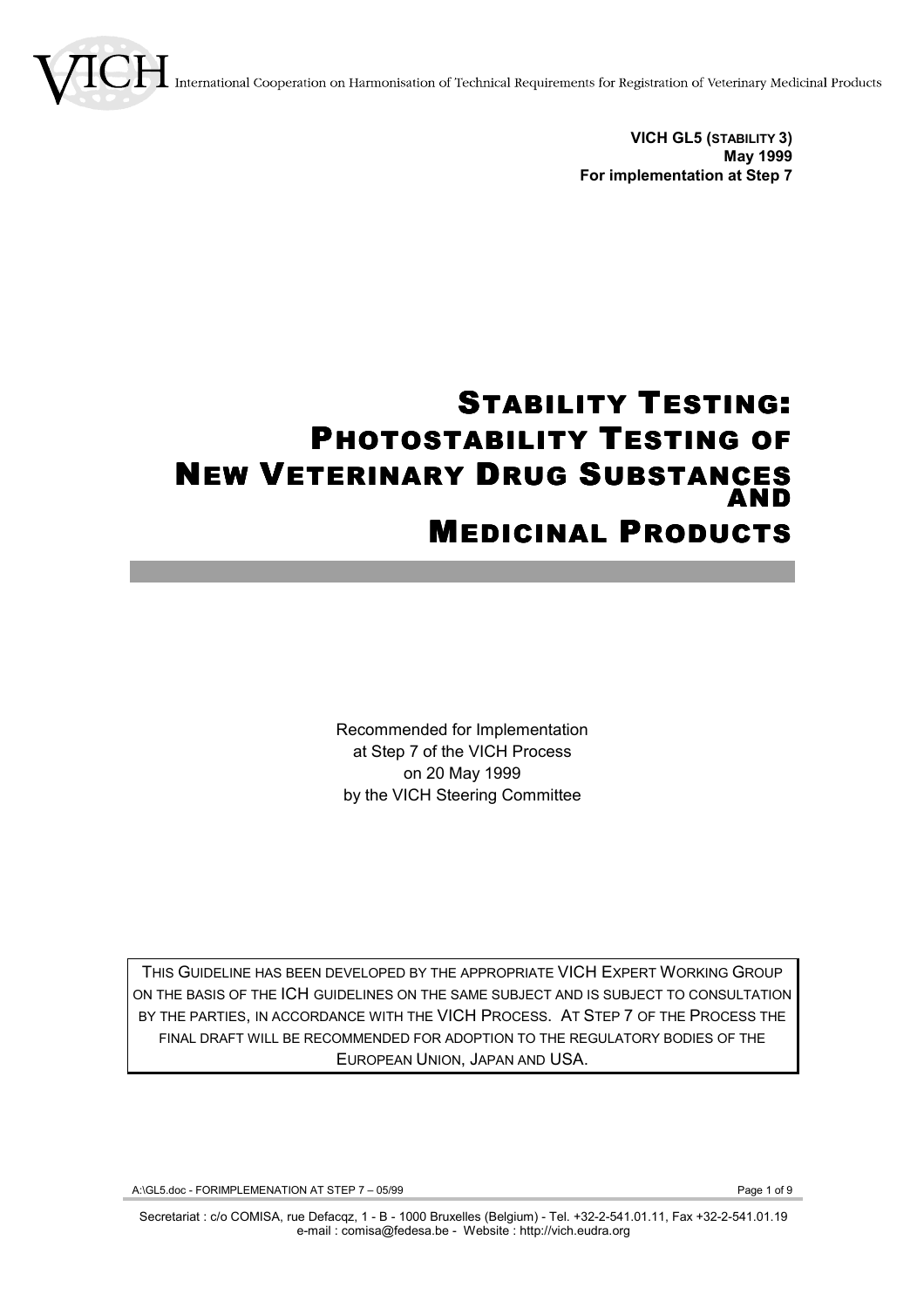VICH International Cooperation on Harmonisation of Technical Requirements for Registration of Veterinary Medicinal Products

**VICH GL5 (STABILITY 3)**
**May 1999**
**For implementation at Step 7**

# STABILITY TESTING: PHOTOSTABILITY TESTING OF NEW VETERINARY DRUG SUBSTANCES AND MEDICINAL PRODUCTS

Recommended for Implementation
at Step 7 of the VICH Process
on 20 May 1999
by the VICH Steering Committee

THIS GUIDELINE HAS BEEN DEVELOPED BY THE APPROPRIATE VICH EXPERT WORKING GROUP ON THE BASIS OF THE ICH GUIDELINES ON THE SAME SUBJECT AND IS SUBJECT TO CONSULTATION BY THE PARTIES, IN ACCORDANCE WITH THE VICH PROCESS. AT STEP 7 OF THE PROCESS THE FINAL DRAFT WILL BE RECOMMENDED FOR ADOPTION TO THE REGULATORY BODIES OF THE EUROPEAN UNION, JAPAN AND USA.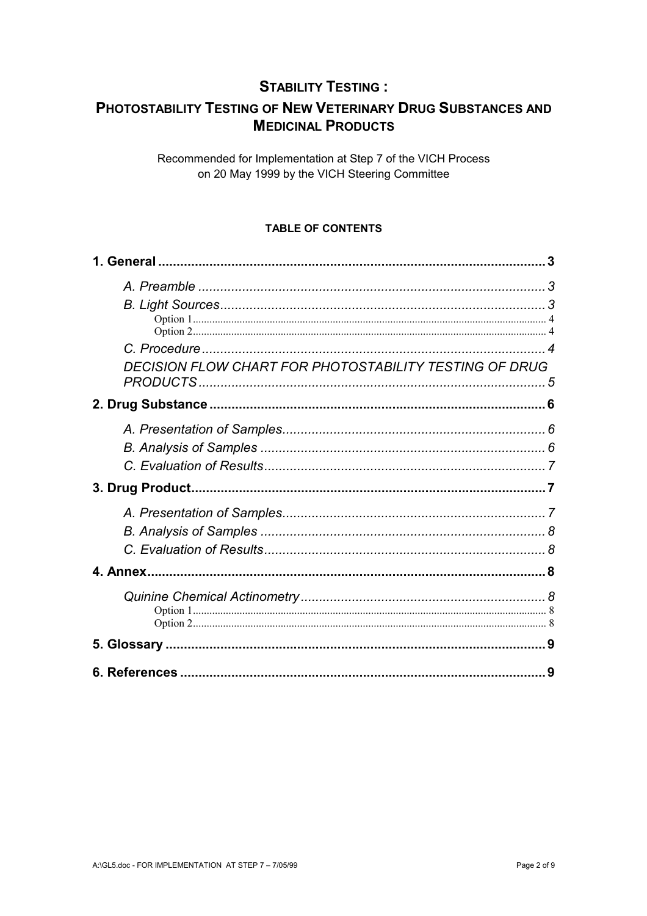# STABILITY TESTING :

# PHOTOSTABILITY TESTING OF NEW VETERINARY DRUG SUBSTANCES AND MEDICINAL PRODUCTS

Recommended for Implementation at Step 7 of the VICH Process on 20 May 1999 by the VICH Steering Committee

**TABLE OF CONTENTS**

**1. General** .......... 3

*A. Preamble* .......... 3

*B. Light Sources* .......... 3

Option 1 .......... 4

Option 2 .......... 4

*C. Procedure* .......... 4

*DECISION FLOW CHART FOR PHOTOSTABILITY TESTING OF DRUG PRODUCTS* .......... 5

**2. Drug Substance** .......... 6

*A. Presentation of Samples* .......... 6

*B. Analysis of Samples* .......... 6

*C. Evaluation of Results* .......... 7

**3. Drug Product** .......... 7

*A. Presentation of Samples* .......... 7

*B. Analysis of Samples* .......... 8

*C. Evaluation of Results* .......... 8

**4. Annex** .......... 8

*Quinine Chemical Actinometry* .......... 8

Option 1 .......... 8

Option 2 .......... 8

**5. Glossary** .......... 9

**6. References** .......... 9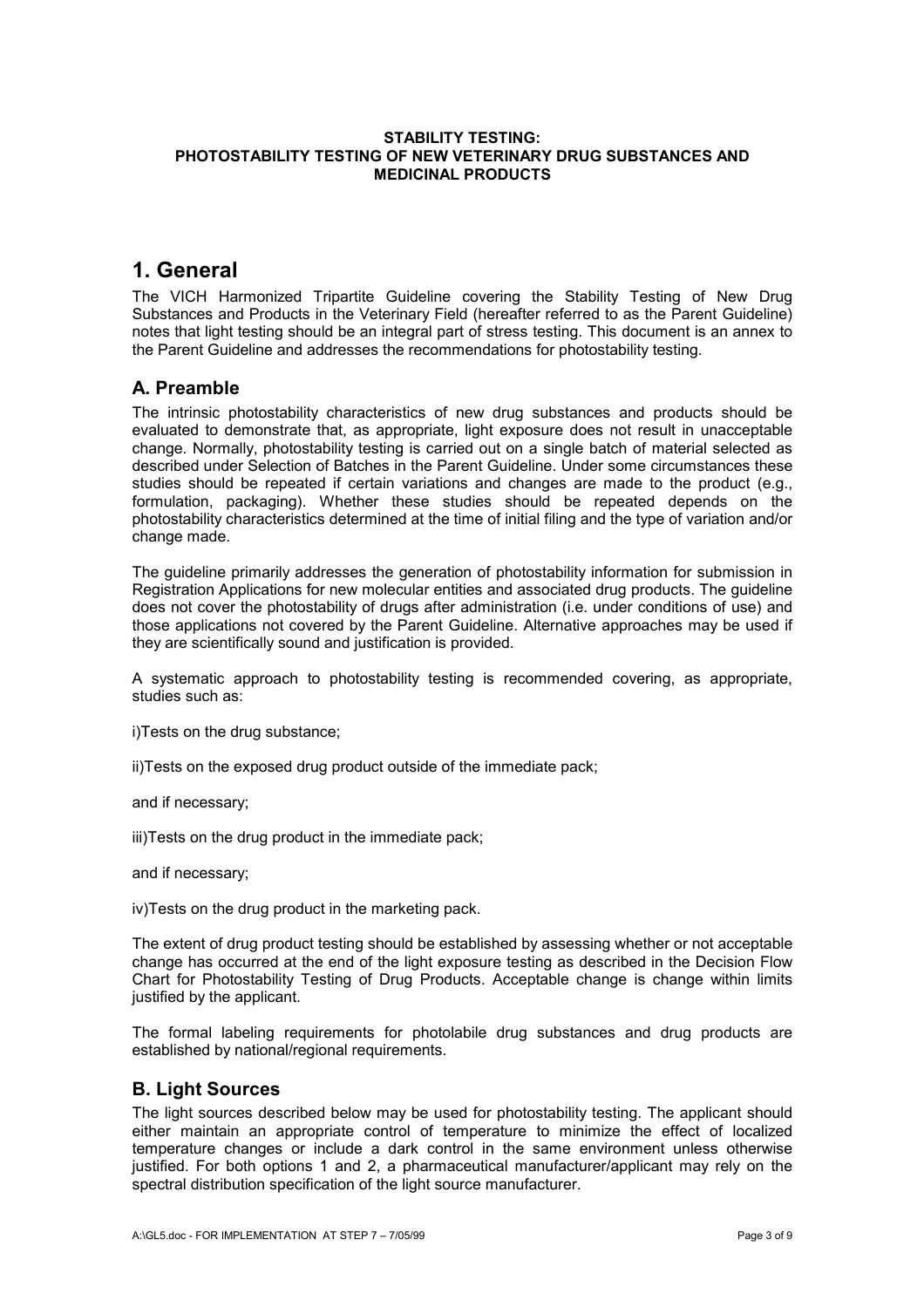**STABILITY TESTING:**
**PHOTOSTABILITY TESTING OF NEW VETERINARY DRUG SUBSTANCES AND MEDICINAL PRODUCTS**

# 1. General

The VICH Harmonized Tripartite Guideline covering the Stability Testing of New Drug Substances and Products in the Veterinary Field (hereafter referred to as the Parent Guideline) notes that light testing should be an integral part of stress testing. This document is an annex to the Parent Guideline and addresses the recommendations for photostability testing.

## A. Preamble

The intrinsic photostability characteristics of new drug substances and products should be evaluated to demonstrate that, as appropriate, light exposure does not result in unacceptable change. Normally, photostability testing is carried out on a single batch of material selected as described under Selection of Batches in the Parent Guideline. Under some circumstances these studies should be repeated if certain variations and changes are made to the product (e.g., formulation, packaging). Whether these studies should be repeated depends on the photostability characteristics determined at the time of initial filing and the type of variation and/or change made.

The guideline primarily addresses the generation of photostability information for submission in Registration Applications for new molecular entities and associated drug products. The guideline does not cover the photostability of drugs after administration (i.e. under conditions of use) and those applications not covered by the Parent Guideline. Alternative approaches may be used if they are scientifically sound and justification is provided.

A systematic approach to photostability testing is recommended covering, as appropriate, studies such as:

i)Tests on the drug substance;

ii)Tests on the exposed drug product outside of the immediate pack;

and if necessary;

iii)Tests on the drug product in the immediate pack;

and if necessary;

iv)Tests on the drug product in the marketing pack.

The extent of drug product testing should be established by assessing whether or not acceptable change has occurred at the end of the light exposure testing as described in the Decision Flow Chart for Photostability Testing of Drug Products. Acceptable change is change within limits justified by the applicant.

The formal labeling requirements for photolabile drug substances and drug products are established by national/regional requirements.

## B. Light Sources

The light sources described below may be used for photostability testing. The applicant should either maintain an appropriate control of temperature to minimize the effect of localized temperature changes or include a dark control in the same environment unless otherwise justified. For both options 1 and 2, a pharmaceutical manufacturer/applicant may rely on the spectral distribution specification of the light source manufacturer.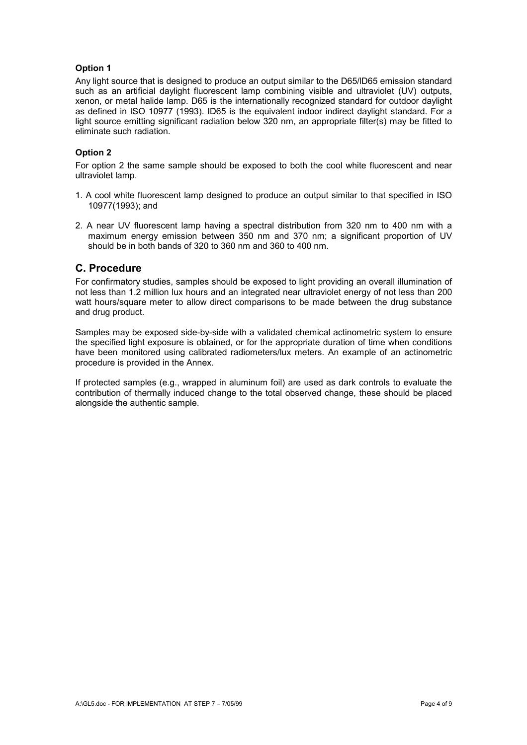### Option 1

Any light source that is designed to produce an output similar to the D65/ID65 emission standard such as an artificial daylight fluorescent lamp combining visible and ultraviolet (UV) outputs, xenon, or metal halide lamp. D65 is the internationally recognized standard for outdoor daylight as defined in ISO 10977 (1993). ID65 is the equivalent indoor indirect daylight standard. For a light source emitting significant radiation below 320 nm, an appropriate filter(s) may be fitted to eliminate such radiation.

### Option 2

For option 2 the same sample should be exposed to both the cool white fluorescent and near ultraviolet lamp.

1. A cool white fluorescent lamp designed to produce an output similar to that specified in ISO 10977(1993); and
2. A near UV fluorescent lamp having a spectral distribution from 320 nm to 400 nm with a maximum energy emission between 350 nm and 370 nm; a significant proportion of UV should be in both bands of 320 to 360 nm and 360 to 400 nm.

## C. Procedure

For confirmatory studies, samples should be exposed to light providing an overall illumination of not less than 1.2 million lux hours and an integrated near ultraviolet energy of not less than 200 watt hours/square meter to allow direct comparisons to be made between the drug substance and drug product.

Samples may be exposed side-by-side with a validated chemical actinometric system to ensure the specified light exposure is obtained, or for the appropriate duration of time when conditions have been monitored using calibrated radiometers/lux meters. An example of an actinometric procedure is provided in the Annex.

If protected samples (e.g., wrapped in aluminum foil) are used as dark controls to evaluate the contribution of thermally induced change to the total observed change, these should be placed alongside the authentic sample.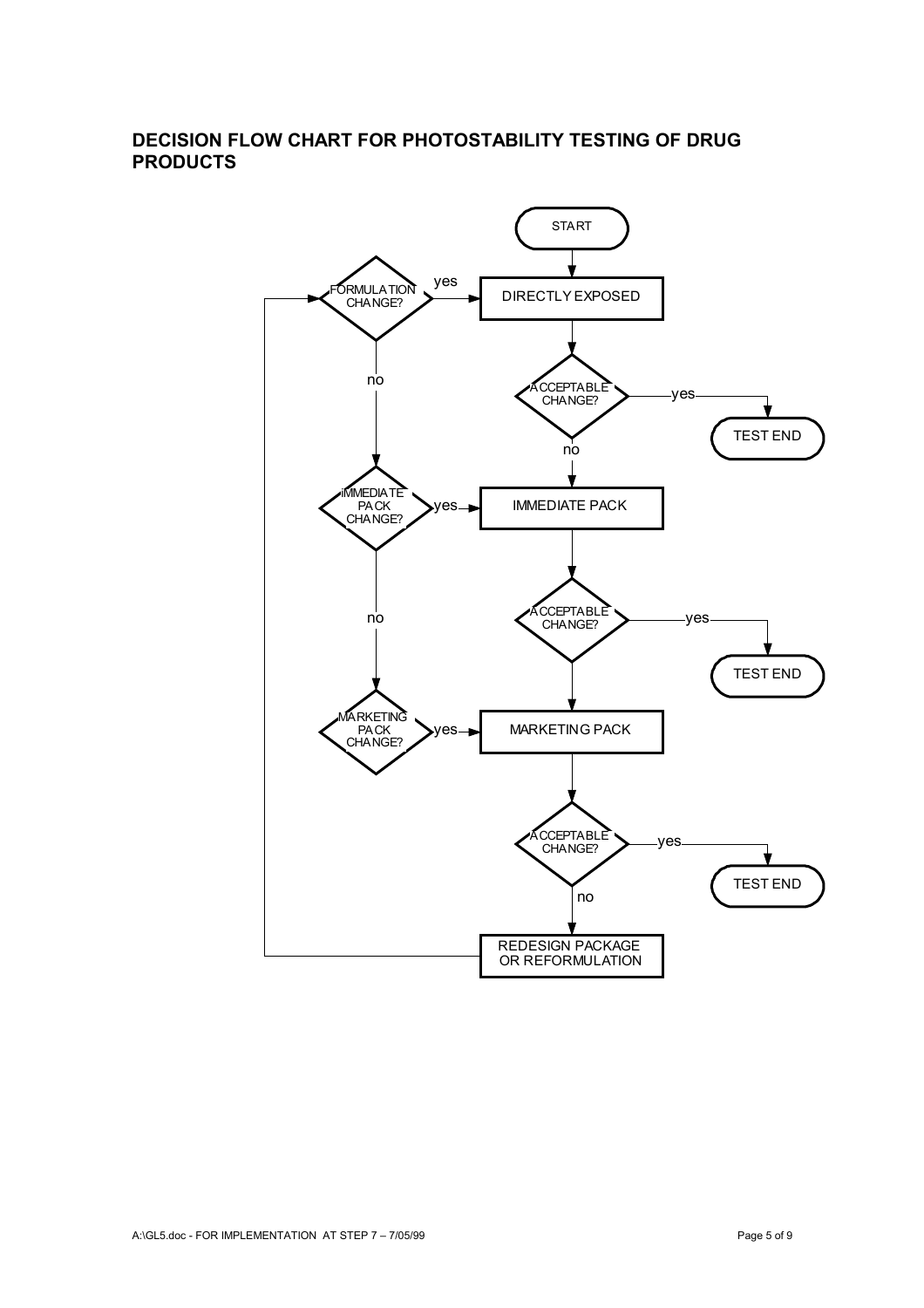## DECISION FLOW CHART FOR PHOTOSTABILITY TESTING OF DRUG PRODUCTS

START

DIRECTLY EXPOSED

ACCEPTABLE CHANGE? — yes → TEST END; no ↓

IMMEDIATE PACK

ACCEPTABLE CHANGE? — yes → TEST END

MARKETING PACK

ACCEPTABLE CHANGE? — yes → TEST END; no ↓

REDESIGN PACKAGE OR REFORMULATION

FORMULATION CHANGE? — yes → DIRECTLY EXPOSED; no ↓

IMMEDIATE PACK CHANGE? — yes → IMMEDIATE PACK; no ↓

MARKETING PACK CHANGE? — yes → MARKETING PACK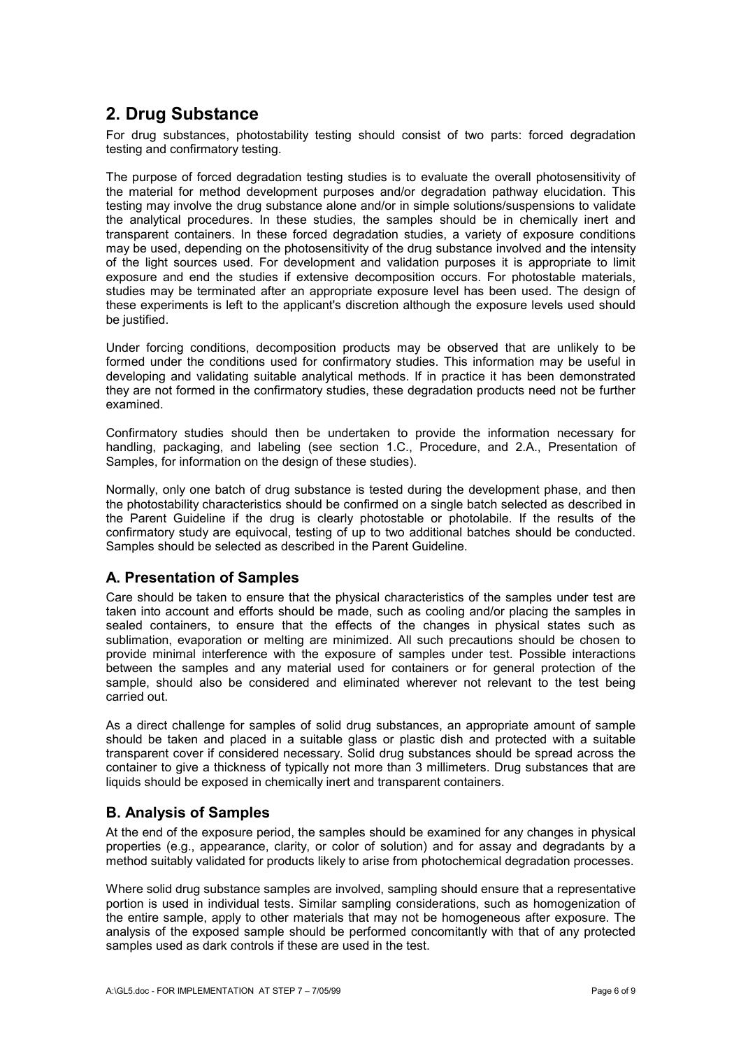## 2. Drug Substance

For drug substances, photostability testing should consist of two parts: forced degradation testing and confirmatory testing.

The purpose of forced degradation testing studies is to evaluate the overall photosensitivity of the material for method development purposes and/or degradation pathway elucidation. This testing may involve the drug substance alone and/or in simple solutions/suspensions to validate the analytical procedures. In these studies, the samples should be in chemically inert and transparent containers. In these forced degradation studies, a variety of exposure conditions may be used, depending on the photosensitivity of the drug substance involved and the intensity of the light sources used. For development and validation purposes it is appropriate to limit exposure and end the studies if extensive decomposition occurs. For photostable materials, studies may be terminated after an appropriate exposure level has been used. The design of these experiments is left to the applicant's discretion although the exposure levels used should be justified.

Under forcing conditions, decomposition products may be observed that are unlikely to be formed under the conditions used for confirmatory studies. This information may be useful in developing and validating suitable analytical methods. If in practice it has been demonstrated they are not formed in the confirmatory studies, these degradation products need not be further examined.

Confirmatory studies should then be undertaken to provide the information necessary for handling, packaging, and labeling (see section 1.C., Procedure, and 2.A., Presentation of Samples, for information on the design of these studies).

Normally, only one batch of drug substance is tested during the development phase, and then the photostability characteristics should be confirmed on a single batch selected as described in the Parent Guideline if the drug is clearly photostable or photolabile. If the results of the confirmatory study are equivocal, testing of up to two additional batches should be conducted. Samples should be selected as described in the Parent Guideline.

### A. Presentation of Samples

Care should be taken to ensure that the physical characteristics of the samples under test are taken into account and efforts should be made, such as cooling and/or placing the samples in sealed containers, to ensure that the effects of the changes in physical states such as sublimation, evaporation or melting are minimized. All such precautions should be chosen to provide minimal interference with the exposure of samples under test. Possible interactions between the samples and any material used for containers or for general protection of the sample, should also be considered and eliminated wherever not relevant to the test being carried out.

As a direct challenge for samples of solid drug substances, an appropriate amount of sample should be taken and placed in a suitable glass or plastic dish and protected with a suitable transparent cover if considered necessary. Solid drug substances should be spread across the container to give a thickness of typically not more than 3 millimeters. Drug substances that are liquids should be exposed in chemically inert and transparent containers.

### B. Analysis of Samples

At the end of the exposure period, the samples should be examined for any changes in physical properties (e.g., appearance, clarity, or color of solution) and for assay and degradants by a method suitably validated for products likely to arise from photochemical degradation processes.

Where solid drug substance samples are involved, sampling should ensure that a representative portion is used in individual tests. Similar sampling considerations, such as homogenization of the entire sample, apply to other materials that may not be homogeneous after exposure. The analysis of the exposed sample should be performed concomitantly with that of any protected samples used as dark controls if these are used in the test.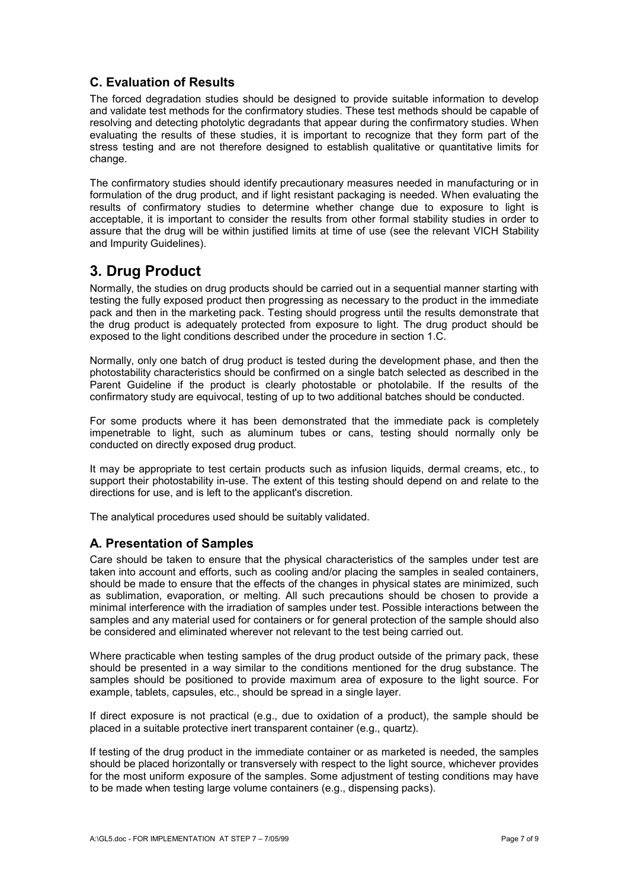### C. Evaluation of Results

The forced degradation studies should be designed to provide suitable information to develop and validate test methods for the confirmatory studies. These test methods should be capable of resolving and detecting photolytic degradants that appear during the confirmatory studies. When evaluating the results of these studies, it is important to recognize that they form part of the stress testing and are not therefore designed to establish qualitative or quantitative limits for change.

The confirmatory studies should identify precautionary measures needed in manufacturing or in formulation of the drug product, and if light resistant packaging is needed. When evaluating the results of confirmatory studies to determine whether change due to exposure to light is acceptable, it is important to consider the results from other formal stability studies in order to assure that the drug will be within justified limits at time of use (see the relevant VICH Stability and Impurity Guidelines).

## 3. Drug Product

Normally, the studies on drug products should be carried out in a sequential manner starting with testing the fully exposed product then progressing as necessary to the product in the immediate pack and then in the marketing pack. Testing should progress until the results demonstrate that the drug product is adequately protected from exposure to light. The drug product should be exposed to the light conditions described under the procedure in section 1.C.

Normally, only one batch of drug product is tested during the development phase, and then the photostability characteristics should be confirmed on a single batch selected as described in the Parent Guideline if the product is clearly photostable or photolabile. If the results of the confirmatory study are equivocal, testing of up to two additional batches should be conducted.

For some products where it has been demonstrated that the immediate pack is completely impenetrable to light, such as aluminum tubes or cans, testing should normally only be conducted on directly exposed drug product.

It may be appropriate to test certain products such as infusion liquids, dermal creams, etc., to support their photostability in-use. The extent of this testing should depend on and relate to the directions for use, and is left to the applicant's discretion.

The analytical procedures used should be suitably validated.

### A. Presentation of Samples

Care should be taken to ensure that the physical characteristics of the samples under test are taken into account and efforts, such as cooling and/or placing the samples in sealed containers, should be made to ensure that the effects of the changes in physical states are minimized, such as sublimation, evaporation, or melting. All such precautions should be chosen to provide a minimal interference with the irradiation of samples under test. Possible interactions between the samples and any material used for containers or for general protection of the sample should also be considered and eliminated wherever not relevant to the test being carried out.

Where practicable when testing samples of the drug product outside of the primary pack, these should be presented in a way similar to the conditions mentioned for the drug substance. The samples should be positioned to provide maximum area of exposure to the light source. For example, tablets, capsules, etc., should be spread in a single layer.

If direct exposure is not practical (e.g., due to oxidation of a product), the sample should be placed in a suitable protective inert transparent container (e.g., quartz).

If testing of the drug product in the immediate container or as marketed is needed, the samples should be placed horizontally or transversely with respect to the light source, whichever provides for the most uniform exposure of the samples. Some adjustment of testing conditions may have to be made when testing large volume containers (e.g., dispensing packs).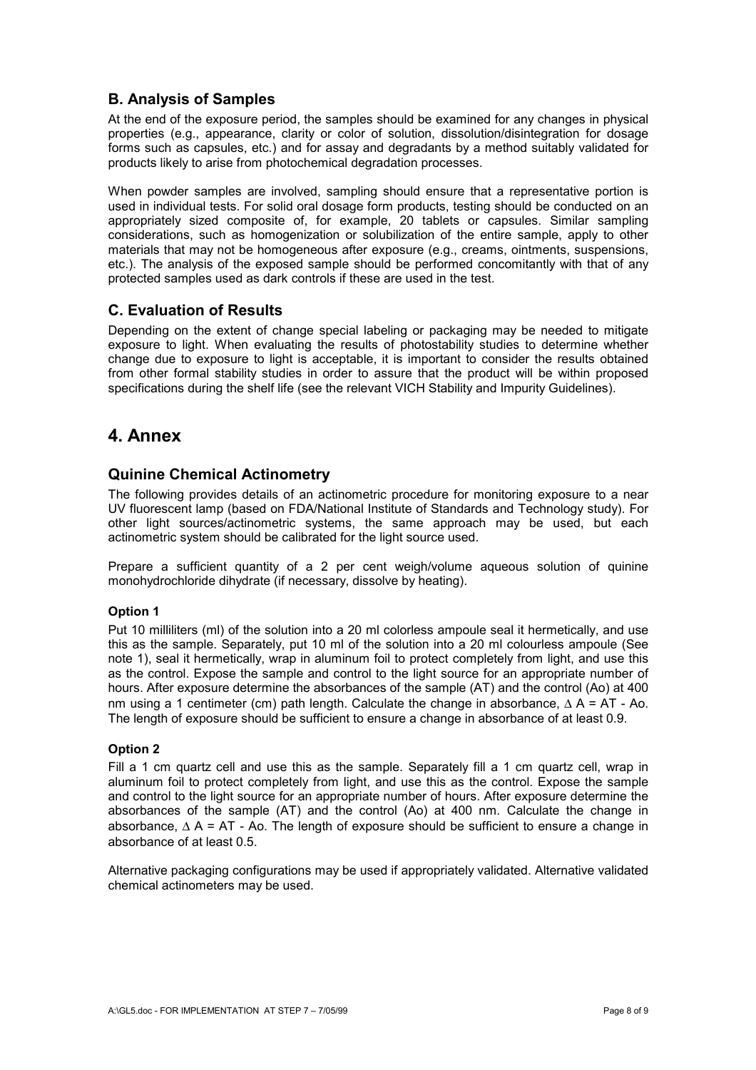## B. Analysis of Samples

At the end of the exposure period, the samples should be examined for any changes in physical properties (e.g., appearance, clarity or color of solution, dissolution/disintegration for dosage forms such as capsules, etc.) and for assay and degradants by a method suitably validated for products likely to arise from photochemical degradation processes.

When powder samples are involved, sampling should ensure that a representative portion is used in individual tests. For solid oral dosage form products, testing should be conducted on an appropriately sized composite of, for example, 20 tablets or capsules. Similar sampling considerations, such as homogenization or solubilization of the entire sample, apply to other materials that may not be homogeneous after exposure (e.g., creams, ointments, suspensions, etc.). The analysis of the exposed sample should be performed concomitantly with that of any protected samples used as dark controls if these are used in the test.

## C. Evaluation of Results

Depending on the extent of change special labeling or packaging may be needed to mitigate exposure to light. When evaluating the results of photostability studies to determine whether change due to exposure to light is acceptable, it is important to consider the results obtained from other formal stability studies in order to assure that the product will be within proposed specifications during the shelf life (see the relevant VICH Stability and Impurity Guidelines).

# 4. Annex

## Quinine Chemical Actinometry

The following provides details of an actinometric procedure for monitoring exposure to a near UV fluorescent lamp (based on FDA/National Institute of Standards and Technology study). For other light sources/actinometric systems, the same approach may be used, but each actinometric system should be calibrated for the light source used.

Prepare a sufficient quantity of a 2 per cent weigh/volume aqueous solution of quinine monohydrochloride dihydrate (if necessary, dissolve by heating).

### Option 1

Put 10 milliliters (ml) of the solution into a 20 ml colorless ampoule seal it hermetically, and use this as the sample. Separately, put 10 ml of the solution into a 20 ml colourless ampoule (See note 1), seal it hermetically, wrap in aluminum foil to protect completely from light, and use this as the control. Expose the sample and control to the light source for an appropriate number of hours. After exposure determine the absorbances of the sample (AT) and the control (Ao) at 400 nm using a 1 centimeter (cm) path length. Calculate the change in absorbance, $\Delta A = AT - Ao$. The length of exposure should be sufficient to ensure a change in absorbance of at least 0.9.

### Option 2

Fill a 1 cm quartz cell and use this as the sample. Separately fill a 1 cm quartz cell, wrap in aluminum foil to protect completely from light, and use this as the control. Expose the sample and control to the light source for an appropriate number of hours. After exposure determine the absorbances of the sample (AT) and the control (Ao) at 400 nm. Calculate the change in absorbance, $\Delta A = AT - Ao$. The length of exposure should be sufficient to ensure a change in absorbance of at least 0.5.

Alternative packaging configurations may be used if appropriately validated. Alternative validated chemical actinometers may be used.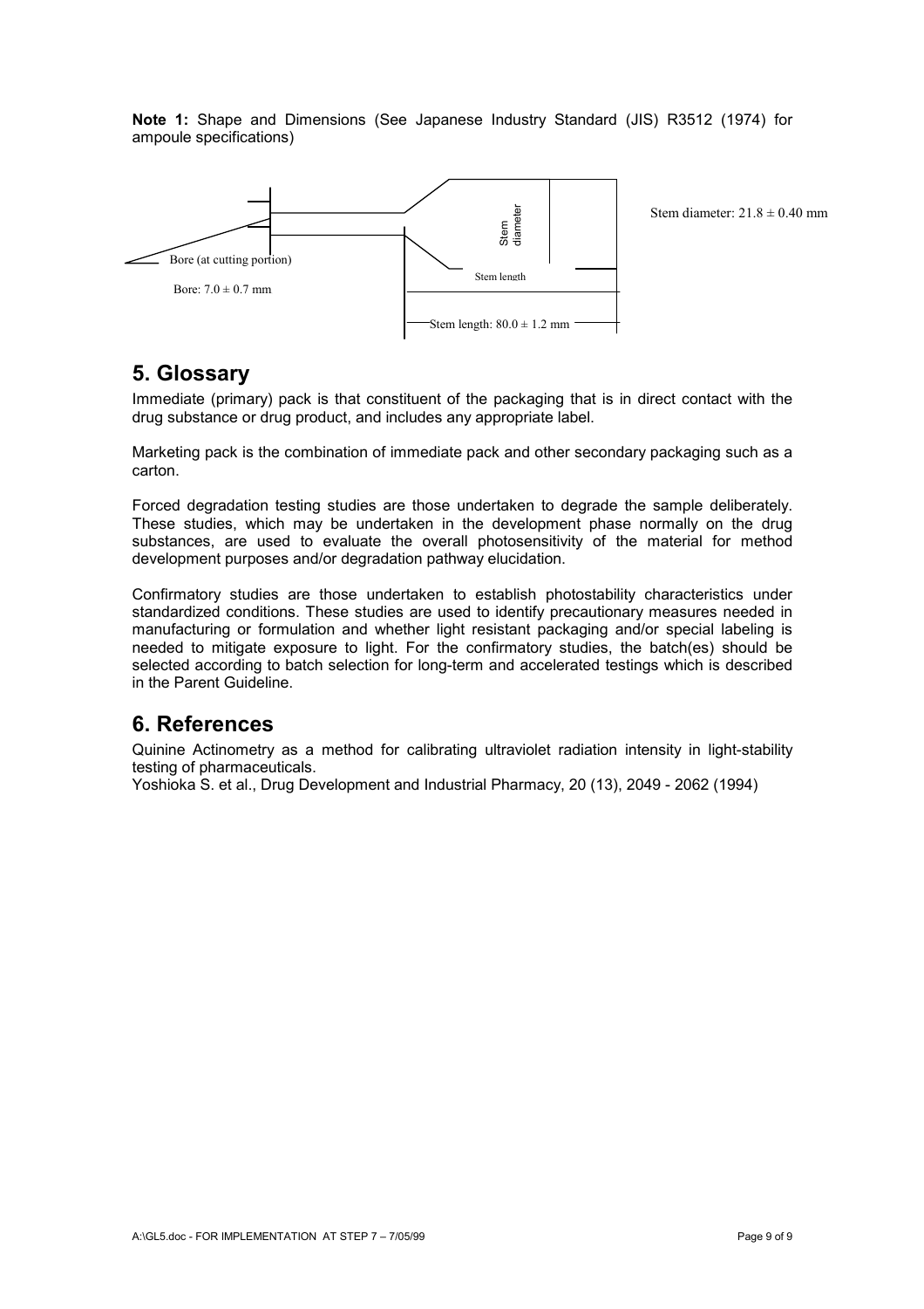**Note 1:** Shape and Dimensions (See Japanese Industry Standard (JIS) R3512 (1974) for ampoule specifications)

Stem diameter

Stem diameter: $21.8 \pm 0.40$ mm

Bore (at cutting portion)

Bore: $7.0 \pm 0.7$ mm

Stem length

Stem length: $80.0 \pm 1.2$ mm

## 5. Glossary

Immediate (primary) pack is that constituent of the packaging that is in direct contact with the drug substance or drug product, and includes any appropriate label.

Marketing pack is the combination of immediate pack and other secondary packaging such as a carton.

Forced degradation testing studies are those undertaken to degrade the sample deliberately. These studies, which may be undertaken in the development phase normally on the drug substances, are used to evaluate the overall photosensitivity of the material for method development purposes and/or degradation pathway elucidation.

Confirmatory studies are those undertaken to establish photostability characteristics under standardized conditions. These studies are used to identify precautionary measures needed in manufacturing or formulation and whether light resistant packaging and/or special labeling is needed to mitigate exposure to light. For the confirmatory studies, the batch(es) should be selected according to batch selection for long-term and accelerated testings which is described in the Parent Guideline.

## 6. References

Quinine Actinometry as a method for calibrating ultraviolet radiation intensity in light-stability testing of pharmaceuticals.
Yoshioka S. et al., Drug Development and Industrial Pharmacy, 20 (13), 2049 - 2062 (1994)